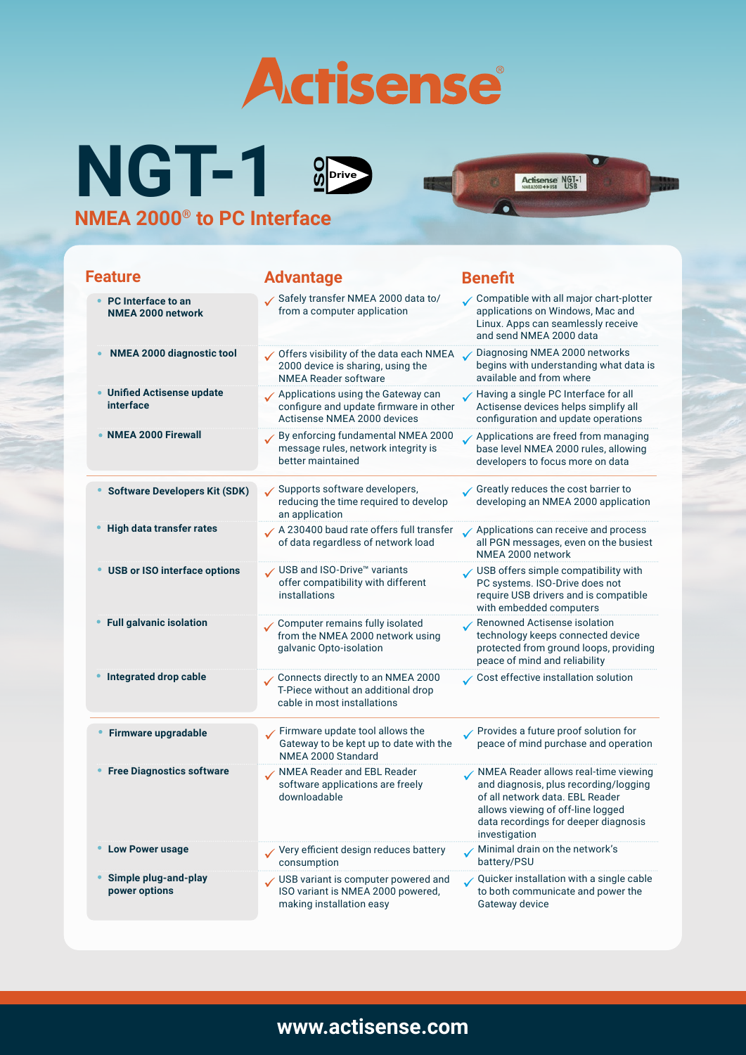# Actisense

# NGT-1

## NMEA 2000® to PC Interface

| Feature | Advantage | Benefit |
|---|---|---|
| PC Interface to an NMEA 2000 network | Safely transfer NMEA 2000 data to/from a computer application | Compatible with all major chart-plotter applications on Windows, Mac and Linux. Apps can seamlessly receive and send NMEA 2000 data |
| NMEA 2000 diagnostic tool | Offers visibility of the data each NMEA 2000 device is sharing, using the NMEA Reader software | Diagnosing NMEA 2000 networks begins with understanding what data is available and from where |
| Unified Actisense update interface | Applications using the Gateway can configure and update firmware in other Actisense NMEA 2000 devices | Having a single PC Interface for all Actisense devices helps simplify all configuration and update operations |
| NMEA 2000 Firewall | By enforcing fundamental NMEA 2000 message rules, network integrity is better maintained | Applications are freed from managing base level NMEA 2000 rules, allowing developers to focus more on data |
| Software Developers Kit (SDK) | Supports software developers, reducing the time required to develop an application | Greatly reduces the cost barrier to developing an NMEA 2000 application |
| High data transfer rates | A 230400 baud rate offers full transfer of data regardless of network load | Applications can receive and process all PGN messages, even on the busiest NMEA 2000 network |
| USB or ISO interface options | USB and ISO-Drive™ variants offer compatibility with different installations | USB offers simple compatibility with PC systems. ISO-Drive does not require USB drivers and is compatible with embedded computers |
| Full galvanic isolation | Computer remains fully isolated from the NMEA 2000 network using galvanic Opto-isolation | Renowned Actisense isolation technology keeps connected device protected from ground loops, providing peace of mind and reliability |
| Integrated drop cable | Connects directly to an NMEA 2000 T-Piece without an additional drop cable in most installations | Cost effective installation solution |
| Firmware upgradable | Firmware update tool allows the Gateway to be kept up to date with the NMEA 2000 Standard | Provides a future proof solution for peace of mind purchase and operation |
| Free Diagnostics software | NMEA Reader and EBL Reader software applications are freely downloadable | NMEA Reader allows real-time viewing and diagnosis, plus recording/logging of all network data. EBL Reader allows viewing of off-line logged data recordings for deeper diagnosis investigation |
| Low Power usage | Very efficient design reduces battery consumption | Minimal drain on the network's battery/PSU |
| Simple plug-and-play power options | USB variant is computer powered and ISO variant is NMEA 2000 powered, making installation easy | Quicker installation with a single cable to both communicate and power the Gateway device |

www.actisense.com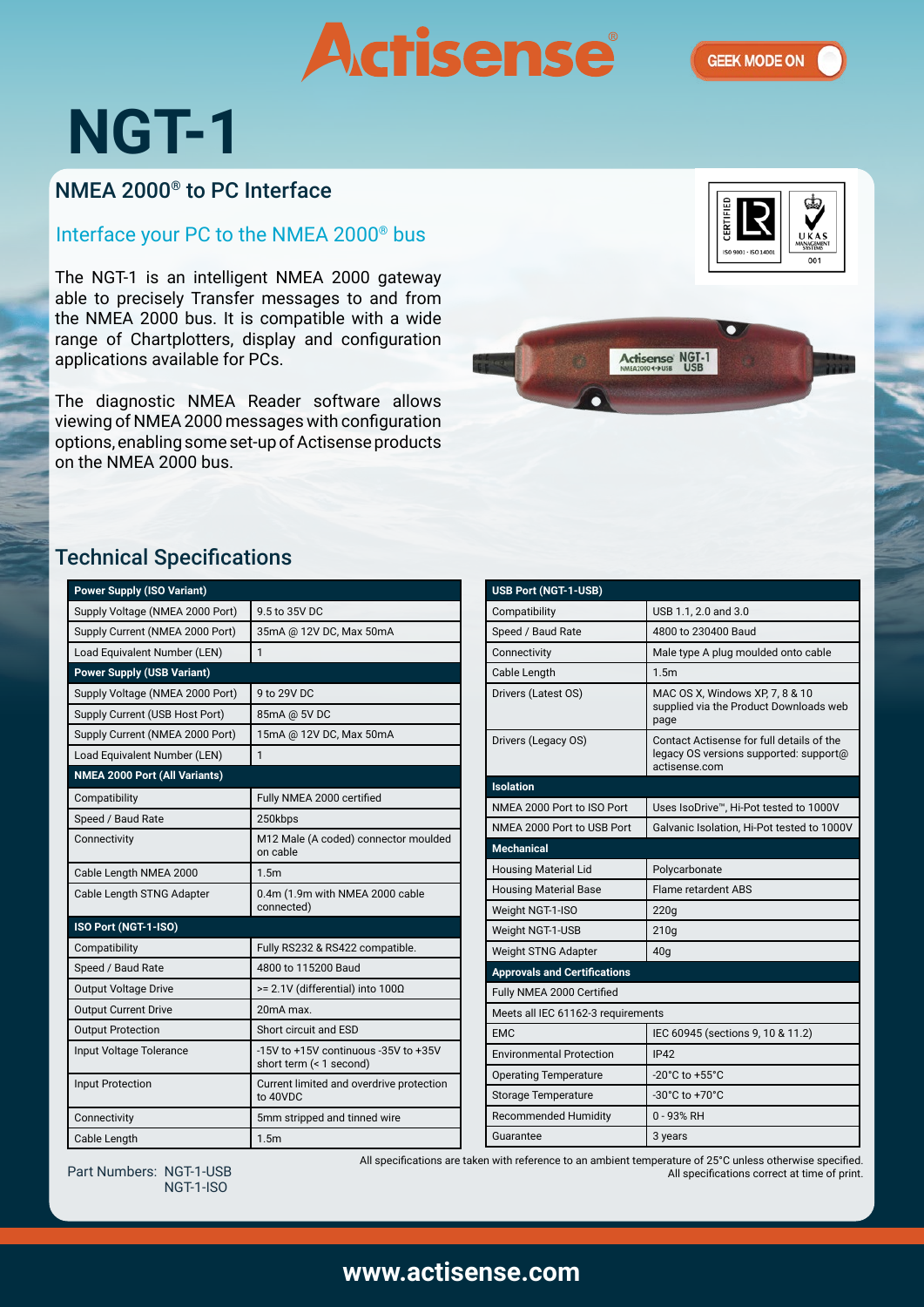# NGT-1

## NMEA 2000® to PC Interface

### Interface your PC to the NMEA 2000® bus

The NGT-1 is an intelligent NMEA 2000 gateway able to precisely Transfer messages to and from the NMEA 2000 bus. It is compatible with a wide range of Chartplotters, display and configuration applications available for PCs.

The diagnostic NMEA Reader software allows viewing of NMEA 2000 messages with configuration options, enabling some set-up of Actisense products on the NMEA 2000 bus.

## Technical Specifications

| | |
|---|---|
| **Power Supply (ISO Variant)** | |
| Supply Voltage (NMEA 2000 Port) | 9.5 to 35V DC |
| Supply Current (NMEA 2000 Port) | 35mA @ 12V DC, Max 50mA |
| Load Equivalent Number (LEN) | 1 |
| **Power Supply (USB Variant)** | |
| Supply Voltage (NMEA 2000 Port) | 9 to 29V DC |
| Supply Current (USB Host Port) | 85mA @ 5V DC |
| Supply Current (NMEA 2000 Port) | 15mA @ 12V DC, Max 50mA |
| Load Equivalent Number (LEN) | 1 |
| **NMEA 2000 Port (All Variants)** | |
| Compatibility | Fully NMEA 2000 certified |
| Speed / Baud Rate | 250kbps |
| Connectivity | M12 Male (A coded) connector moulded on cable |
| Cable Length NMEA 2000 | 1.5m |
| Cable Length STNG Adapter | 0.4m (1.9m with NMEA 2000 cable connected) |
| **ISO Port (NGT-1-ISO)** | |
| Compatibility | Fully RS232 & RS422 compatible. |
| Speed / Baud Rate | 4800 to 115200 Baud |
| Output Voltage Drive | >= 2.1V (differential) into 100Ω |
| Output Current Drive | 20mA max. |
| Output Protection | Short circuit and ESD |
| Input Voltage Tolerance | -15V to +15V continuous -35V to +35V short term (< 1 second) |
| Input Protection | Current limited and overdrive protection to 40VDC |
| Connectivity | 5mm stripped and tinned wire |
| Cable Length | 1.5m |

| | |
|---|---|
| **USB Port (NGT-1-USB)** | |
| Compatibility | USB 1.1, 2.0 and 3.0 |
| Speed / Baud Rate | 4800 to 230400 Baud |
| Connectivity | Male type A plug moulded onto cable |
| Cable Length | 1.5m |
| Drivers (Latest OS) | MAC OS X, Windows XP, 7, 8 & 10 supplied via the Product Downloads web page |
| Drivers (Legacy OS) | Contact Actisense for full details of the legacy OS versions supported: support@actisense.com |
| **Isolation** | |
| NMEA 2000 Port to ISO Port | Uses IsoDrive™, Hi-Pot tested to 1000V |
| NMEA 2000 Port to USB Port | Galvanic Isolation, Hi-Pot tested to 1000V |
| **Mechanical** | |
| Housing Material Lid | Polycarbonate |
| Housing Material Base | Flame retardent ABS |
| Weight NGT-1-ISO | 220g |
| Weight NGT-1-USB | 210g |
| Weight STNG Adapter | 40g |
| **Approvals and Certifications** | |
| Fully NMEA 2000 Certified | |
| Meets all IEC 61162-3 requirements | |
| EMC | IEC 60945 (sections 9, 10 & 11.2) |
| Environmental Protection | IP42 |
| Operating Temperature | -20°C to +55°C |
| Storage Temperature | -30°C to +70°C |
| Recommended Humidity | 0 - 93% RH |
| Guarantee | 3 years |

Part Numbers: NGT-1-USB
NGT-1-ISO

All specifications are taken with reference to an ambient temperature of 25°C unless otherwise specified.
All specifications correct at time of print.

www.actisense.com